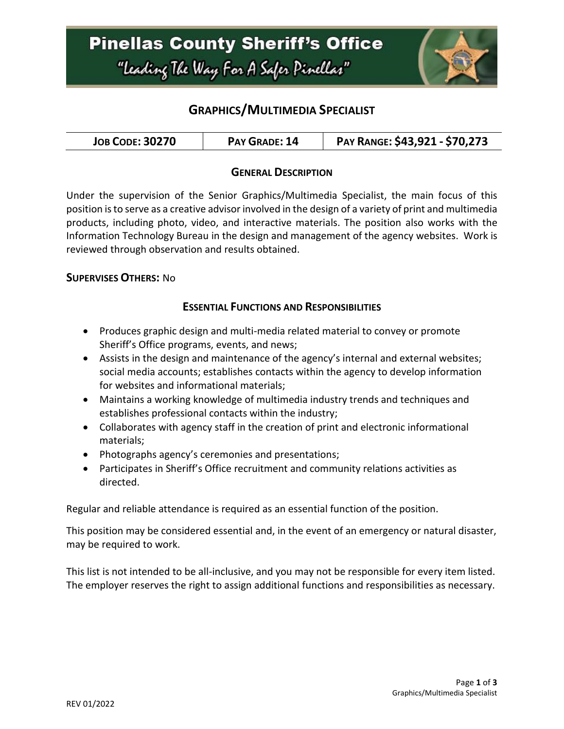# Pinellas County Sheriff's Office

"Leading The Way For A Safer Pinellas"

## GRAPHICS/MULTIMEDIA SPECIALIST

| JOB CODE: 30270 | PAY GRADE: 14 | PAY RANGE: $43,921 - $70,273 |
| --- | --- | --- |

### GENERAL DESCRIPTION

Under the supervision of the Senior Graphics/Multimedia Specialist, the main focus of this position is to serve as a creative advisor involved in the design of a variety of print and multimedia products, including photo, video, and interactive materials. The position also works with the Information Technology Bureau in the design and management of the agency websites. Work is reviewed through observation and results obtained.

**SUPERVISES OTHERS:** No

### ESSENTIAL FUNCTIONS AND RESPONSIBILITIES

- Produces graphic design and multi-media related material to convey or promote Sheriff's Office programs, events, and news;
- Assists in the design and maintenance of the agency's internal and external websites; social media accounts; establishes contacts within the agency to develop information for websites and informational materials;
- Maintains a working knowledge of multimedia industry trends and techniques and establishes professional contacts within the industry;
- Collaborates with agency staff in the creation of print and electronic informational materials;
- Photographs agency's ceremonies and presentations;
- Participates in Sheriff's Office recruitment and community relations activities as directed.

Regular and reliable attendance is required as an essential function of the position.

This position may be considered essential and, in the event of an emergency or natural disaster, may be required to work.

This list is not intended to be all-inclusive, and you may not be responsible for every item listed. The employer reserves the right to assign additional functions and responsibilities as necessary.

REV 01/2022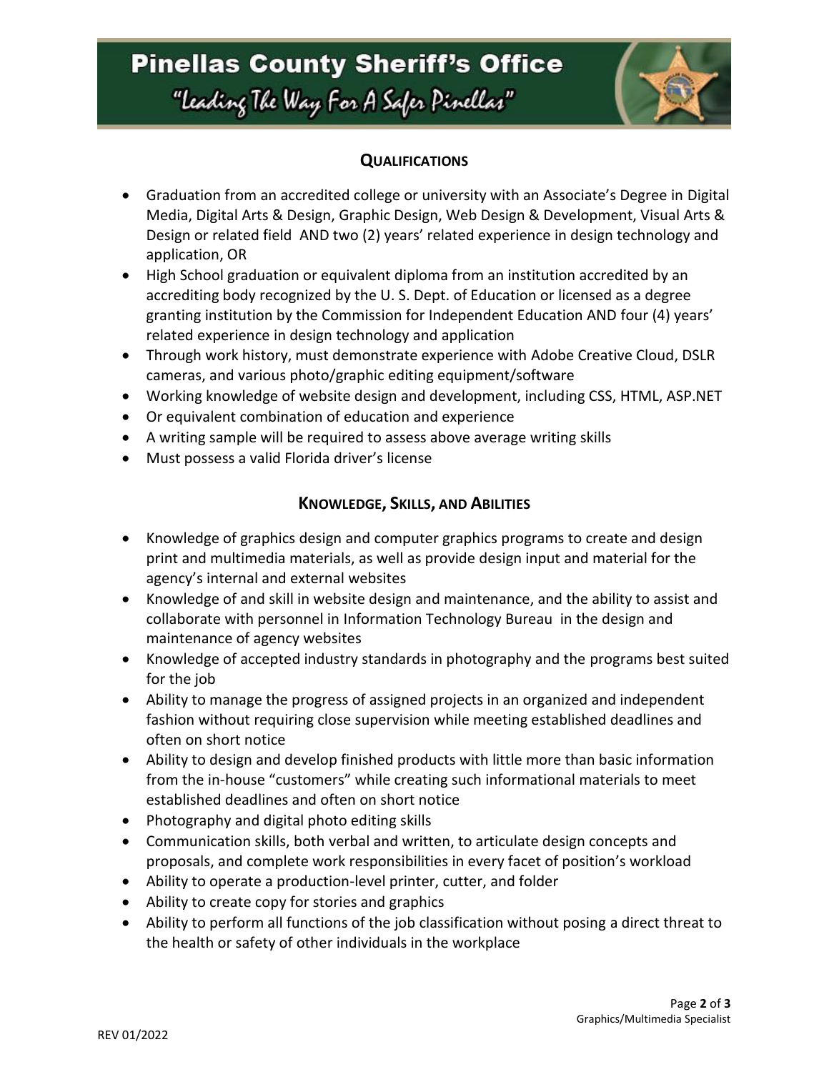## Qualifications

- Graduation from an accredited college or university with an Associate's Degree in Digital Media, Digital Arts & Design, Graphic Design, Web Design & Development, Visual Arts & Design or related field AND two (2) years' related experience in design technology and application, OR
- High School graduation or equivalent diploma from an institution accredited by an accrediting body recognized by the U. S. Dept. of Education or licensed as a degree granting institution by the Commission for Independent Education AND four (4) years' related experience in design technology and application
- Through work history, must demonstrate experience with Adobe Creative Cloud, DSLR cameras, and various photo/graphic editing equipment/software
- Working knowledge of website design and development, including CSS, HTML, ASP.NET
- Or equivalent combination of education and experience
- A writing sample will be required to assess above average writing skills
- Must possess a valid Florida driver's license

## Knowledge, Skills, and Abilities

- Knowledge of graphics design and computer graphics programs to create and design print and multimedia materials, as well as provide design input and material for the agency's internal and external websites
- Knowledge of and skill in website design and maintenance, and the ability to assist and collaborate with personnel in Information Technology Bureau in the design and maintenance of agency websites
- Knowledge of accepted industry standards in photography and the programs best suited for the job
- Ability to manage the progress of assigned projects in an organized and independent fashion without requiring close supervision while meeting established deadlines and often on short notice
- Ability to design and develop finished products with little more than basic information from the in-house "customers" while creating such informational materials to meet established deadlines and often on short notice
- Photography and digital photo editing skills
- Communication skills, both verbal and written, to articulate design concepts and proposals, and complete work responsibilities in every facet of position's workload
- Ability to operate a production-level printer, cutter, and folder
- Ability to create copy for stories and graphics
- Ability to perform all functions of the job classification without posing a direct threat to the health or safety of other individuals in the workplace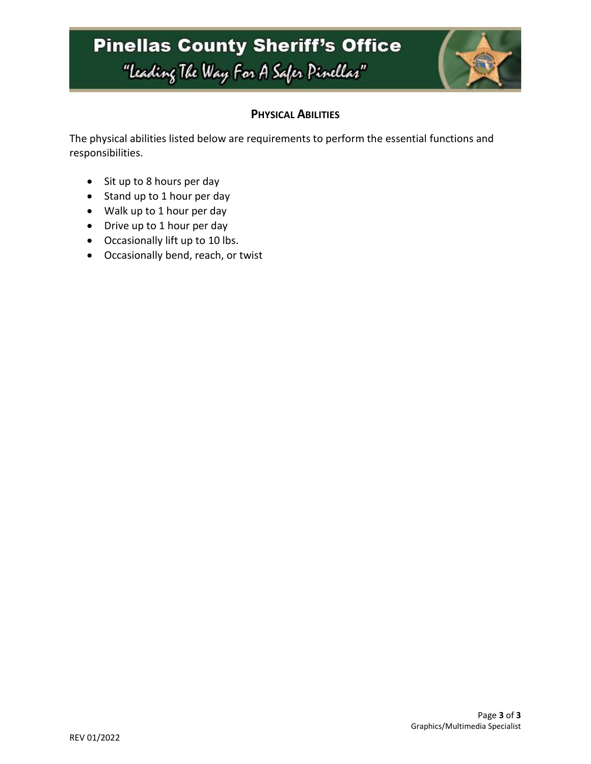## PHYSICAL ABILITIES

The physical abilities listed below are requirements to perform the essential functions and responsibilities.

- Sit up to 8 hours per day
- Stand up to 1 hour per day
- Walk up to 1 hour per day
- Drive up to 1 hour per day
- Occasionally lift up to 10 lbs.
- Occasionally bend, reach, or twist

REV 01/2022